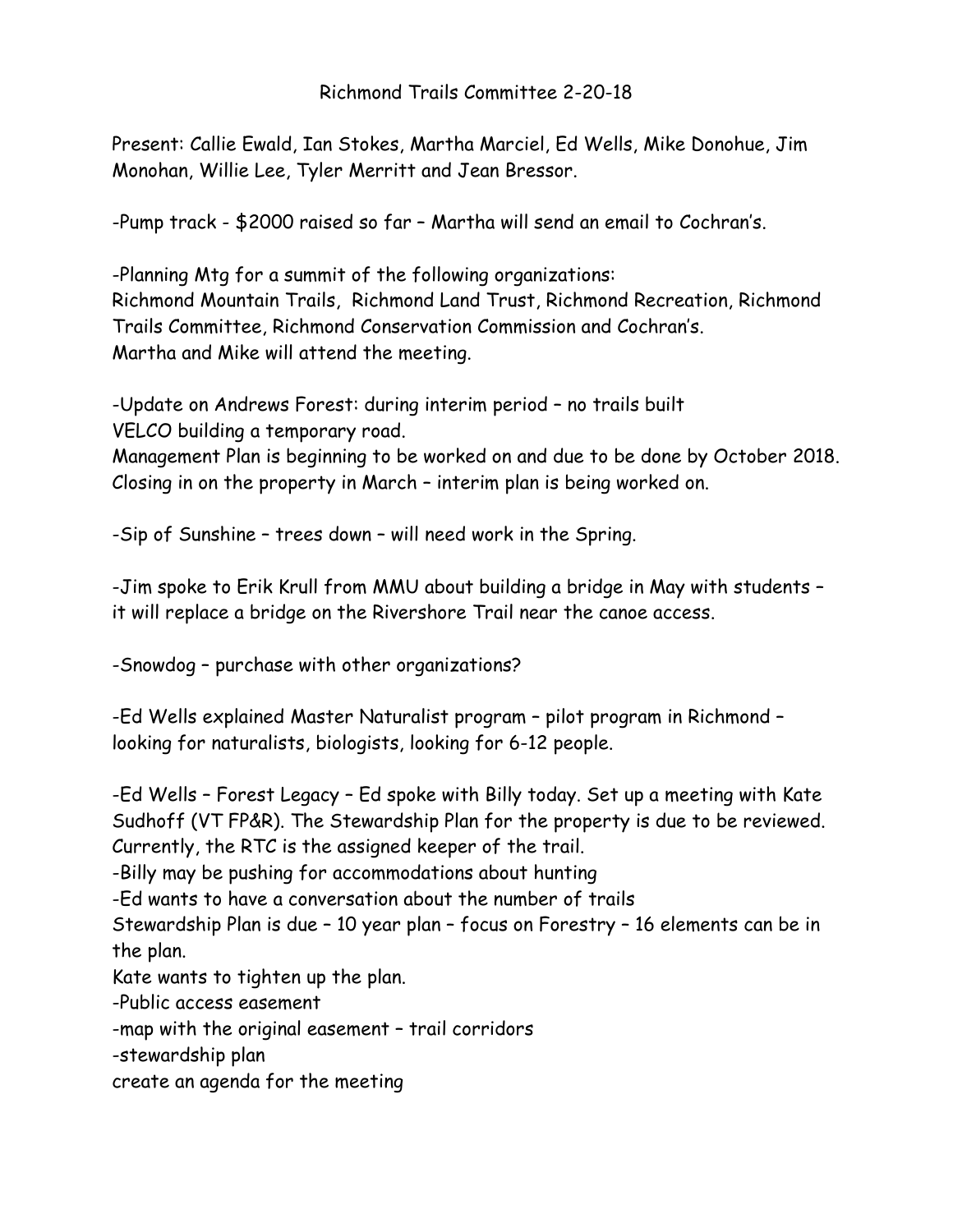# Richmond Trails Committee 2-20-18

Present: Callie Ewald, Ian Stokes, Martha Marciel, Ed Wells, Mike Donohue, Jim Monohan, Willie Lee, Tyler Merritt and Jean Bressor.

-Pump track - $2000 raised so far – Martha will send an email to Cochran's.

-Planning Mtg for a summit of the following organizations:
Richmond Mountain Trails, Richmond Land Trust, Richmond Recreation, Richmond Trails Committee, Richmond Conservation Commission and Cochran's.
Martha and Mike will attend the meeting.

-Update on Andrews Forest: during interim period – no trails built
VELCO building a temporary road.
Management Plan is beginning to be worked on and due to be done by October 2018.
Closing in on the property in March – interim plan is being worked on.

-Sip of Sunshine – trees down – will need work in the Spring.

-Jim spoke to Erik Krull from MMU about building a bridge in May with students – it will replace a bridge on the Rivershore Trail near the canoe access.

-Snowdog – purchase with other organizations?

-Ed Wells explained Master Naturalist program – pilot program in Richmond – looking for naturalists, biologists, looking for 6-12 people.

-Ed Wells – Forest Legacy – Ed spoke with Billy today. Set up a meeting with Kate Sudhoff (VT FP&R). The Stewardship Plan for the property is due to be reviewed. Currently, the RTC is the assigned keeper of the trail.
-Billy may be pushing for accommodations about hunting
-Ed wants to have a conversation about the number of trails
Stewardship Plan is due – 10 year plan – focus on Forestry – 16 elements can be in the plan.
Kate wants to tighten up the plan.
-Public access easement
-map with the original easement – trail corridors
-stewardship plan
create an agenda for the meeting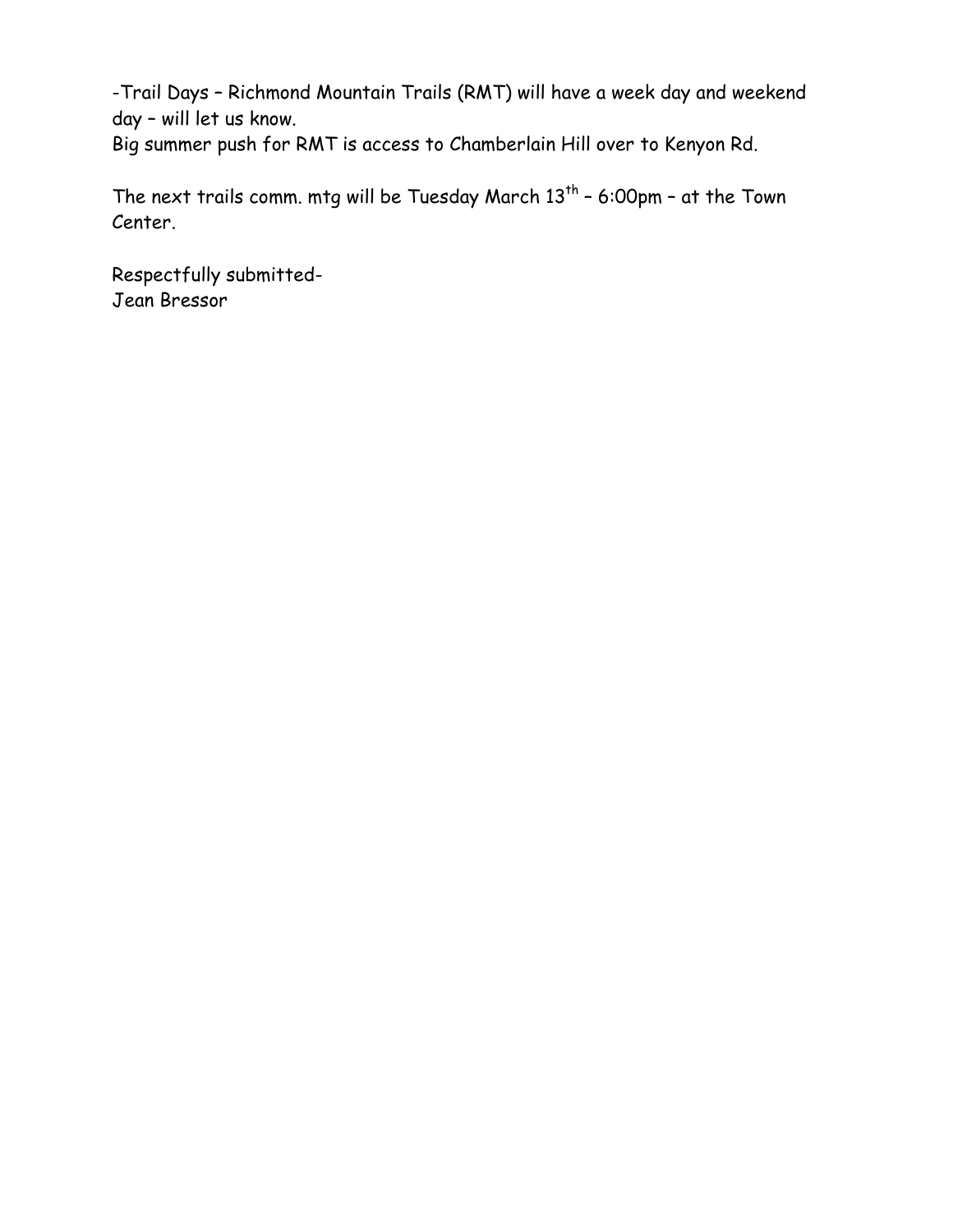-Trail Days – Richmond Mountain Trails (RMT) will have a week day and weekend day – will let us know.
Big summer push for RMT is access to Chamberlain Hill over to Kenyon Rd.

The next trails comm. mtg will be Tuesday March 13th – 6:00pm – at the Town Center.

Respectfully submitted-
Jean Bressor